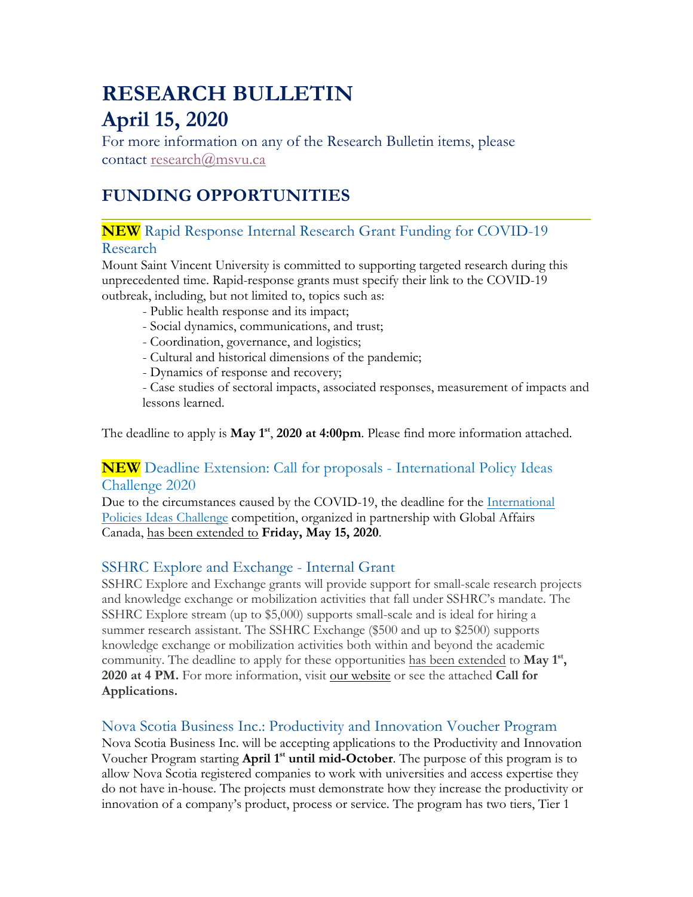# RESEARCH BULLETIN
# April 15, 2020

For more information on any of the Research Bulletin items, please contact research@msvu.ca

## FUNDING OPPORTUNITIES

### **NEW** Rapid Response Internal Research Grant Funding for COVID-19 Research

Mount Saint Vincent University is committed to supporting targeted research during this unprecedented time. Rapid-response grants must specify their link to the COVID-19 outbreak, including, but not limited to, topics such as:

- Public health response and its impact;
- Social dynamics, communications, and trust;
- Coordination, governance, and logistics;
- Cultural and historical dimensions of the pandemic;
- Dynamics of response and recovery;
- Case studies of sectoral impacts, associated responses, measurement of impacts and lessons learned.

The deadline to apply is **May 1st, 2020 at 4:00pm**. Please find more information attached.

### **NEW** Deadline Extension: Call for proposals - International Policy Ideas Challenge 2020

Due to the circumstances caused by the COVID-19, the deadline for the International Policies Ideas Challenge competition, organized in partnership with Global Affairs Canada, has been extended to **Friday, May 15, 2020**.

### SSHRC Explore and Exchange - Internal Grant

SSHRC Explore and Exchange grants will provide support for small-scale research projects and knowledge exchange or mobilization activities that fall under SSHRC's mandate. The SSHRC Explore stream (up to $5,000) supports small-scale and is ideal for hiring a summer research assistant. The SSHRC Exchange ($500 and up to $2500) supports knowledge exchange or mobilization activities both within and beyond the academic community. The deadline to apply for these opportunities has been extended to **May 1st, 2020 at 4 PM.** For more information, visit our website or see the attached **Call for Applications.**

### Nova Scotia Business Inc.: Productivity and Innovation Voucher Program

Nova Scotia Business Inc. will be accepting applications to the Productivity and Innovation Voucher Program starting **April 1st until mid-October**. The purpose of this program is to allow Nova Scotia registered companies to work with universities and access expertise they do not have in-house. The projects must demonstrate how they increase the productivity or innovation of a company's product, process or service. The program has two tiers, Tier 1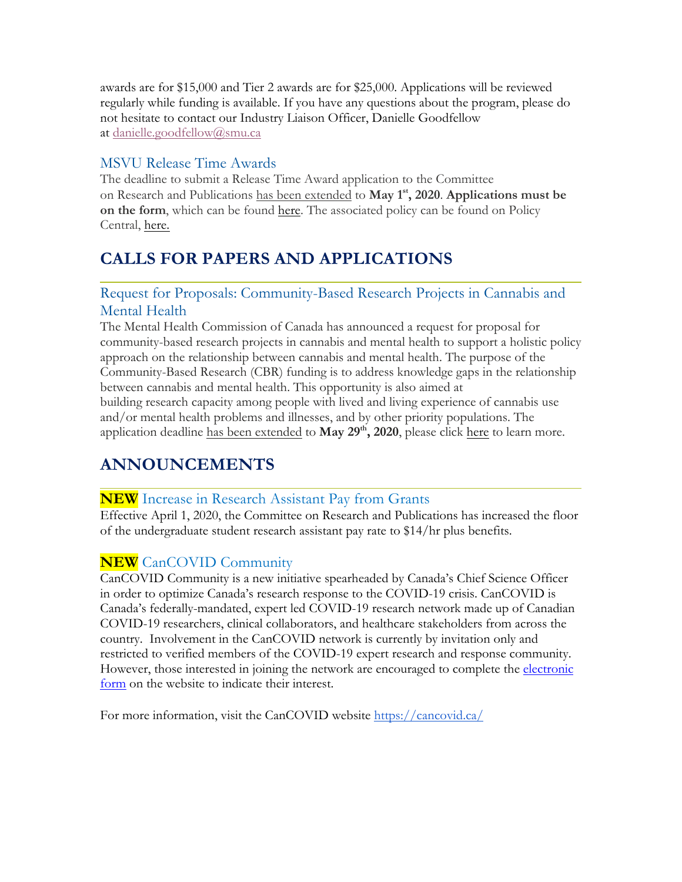awards are for $15,000 and Tier 2 awards are for $25,000. Applications will be reviewed regularly while funding is available. If you have any questions about the program, please do not hesitate to contact our Industry Liaison Officer, Danielle Goodfellow at danielle.goodfellow@smu.ca

### MSVU Release Time Awards

The deadline to submit a Release Time Award application to the Committee on Research and Publications has been extended to **May 1st, 2020**. **Applications must be on the form**, which can be found here. The associated policy can be found on Policy Central, here.

## CALLS FOR PAPERS AND APPLICATIONS

### Request for Proposals: Community-Based Research Projects in Cannabis and Mental Health

The Mental Health Commission of Canada has announced a request for proposal for community-based research projects in cannabis and mental health to support a holistic policy approach on the relationship between cannabis and mental health. The purpose of the Community-Based Research (CBR) funding is to address knowledge gaps in the relationship between cannabis and mental health. This opportunity is also aimed at building research capacity among people with lived and living experience of cannabis use and/or mental health problems and illnesses, and by other priority populations. The application deadline has been extended to **May 29th, 2020**, please click here to learn more.

## ANNOUNCEMENTS

### **NEW** Increase in Research Assistant Pay from Grants

Effective April 1, 2020, the Committee on Research and Publications has increased the floor of the undergraduate student research assistant pay rate to $14/hr plus benefits.

### **NEW** CanCOVID Community

CanCOVID Community is a new initiative spearheaded by Canada's Chief Science Officer in order to optimize Canada's research response to the COVID-19 crisis. CanCOVID is Canada's federally-mandated, expert led COVID-19 research network made up of Canadian COVID-19 researchers, clinical collaborators, and healthcare stakeholders from across the country. Involvement in the CanCOVID network is currently by invitation only and restricted to verified members of the COVID-19 expert research and response community. However, those interested in joining the network are encouraged to complete the electronic form on the website to indicate their interest.

For more information, visit the CanCOVID website https://cancovid.ca/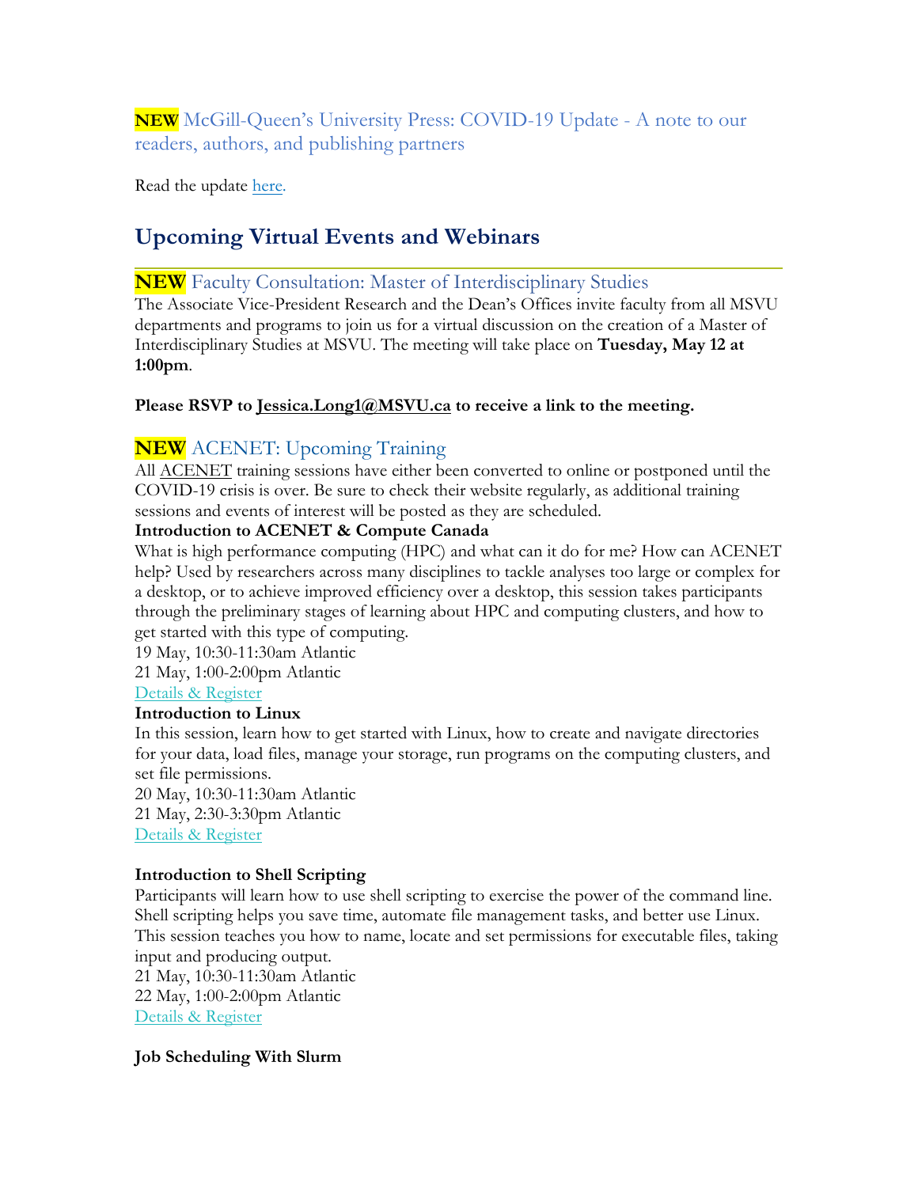### **NEW** McGill-Queen's University Press: COVID-19 Update - A note to our readers, authors, and publishing partners

Read the update here.

## Upcoming Virtual Events and Webinars

### **NEW** Faculty Consultation: Master of Interdisciplinary Studies

The Associate Vice-President Research and the Dean's Offices invite faculty from all MSVU departments and programs to join us for a virtual discussion on the creation of a Master of Interdisciplinary Studies at MSVU. The meeting will take place on **Tuesday, May 12 at 1:00pm**.

**Please RSVP to Jessica.Long1@MSVU.ca to receive a link to the meeting.**

### **NEW** ACENET: Upcoming Training

All ACENET training sessions have either been converted to online or postponed until the COVID-19 crisis is over. Be sure to check their website regularly, as additional training sessions and events of interest will be posted as they are scheduled.

**Introduction to ACENET & Compute Canada**

What is high performance computing (HPC) and what can it do for me? How can ACENET help? Used by researchers across many disciplines to tackle analyses too large or complex for a desktop, or to achieve improved efficiency over a desktop, this session takes participants through the preliminary stages of learning about HPC and computing clusters, and how to get started with this type of computing.

19 May, 10:30-11:30am Atlantic
21 May, 1:00-2:00pm Atlantic
Details & Register

**Introduction to Linux**

In this session, learn how to get started with Linux, how to create and navigate directories for your data, load files, manage your storage, run programs on the computing clusters, and set file permissions.

20 May, 10:30-11:30am Atlantic
21 May, 2:30-3:30pm Atlantic
Details & Register

**Introduction to Shell Scripting**

Participants will learn how to use shell scripting to exercise the power of the command line. Shell scripting helps you save time, automate file management tasks, and better use Linux. This session teaches you how to name, locate and set permissions for executable files, taking input and producing output.

21 May, 10:30-11:30am Atlantic
22 May, 1:00-2:00pm Atlantic
Details & Register

**Job Scheduling With Slurm**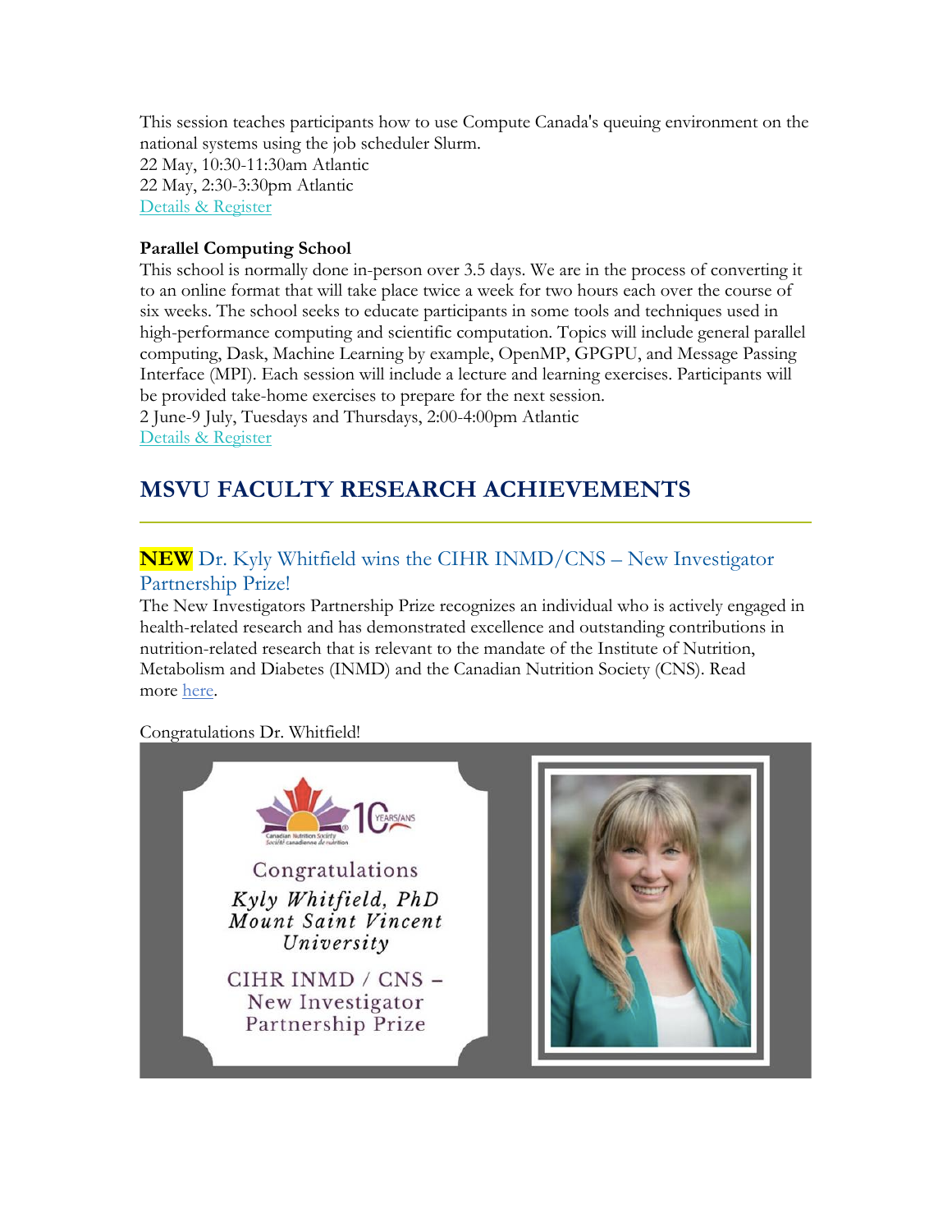This session teaches participants how to use Compute Canada's queuing environment on the national systems using the job scheduler Slurm.
22 May, 10:30-11:30am Atlantic
22 May, 2:30-3:30pm Atlantic
Details & Register

**Parallel Computing School**
This school is normally done in-person over 3.5 days. We are in the process of converting it to an online format that will take place twice a week for two hours each over the course of six weeks. The school seeks to educate participants in some tools and techniques used in high-performance computing and scientific computation. Topics will include general parallel computing, Dask, Machine Learning by example, OpenMP, GPGPU, and Message Passing Interface (MPI). Each session will include a lecture and learning exercises. Participants will be provided take-home exercises to prepare for the next session.
2 June-9 July, Tuesdays and Thursdays, 2:00-4:00pm Atlantic
Details & Register

## MSVU FACULTY RESEARCH ACHIEVEMENTS

### **NEW** Dr. Kyly Whitfield wins the CIHR INMD/CNS – New Investigator Partnership Prize!

The New Investigators Partnership Prize recognizes an individual who is actively engaged in health-related research and has demonstrated excellence and outstanding contributions in nutrition-related research that is relevant to the mandate of the Institute of Nutrition, Metabolism and Diabetes (INMD) and the Canadian Nutrition Society (CNS). Read more here.

Congratulations Dr. Whitfield!

Congratulations
*Kyly Whitfield, PhD*
*Mount Saint Vincent University*
CIHR INMD / CNS – New Investigator Partnership Prize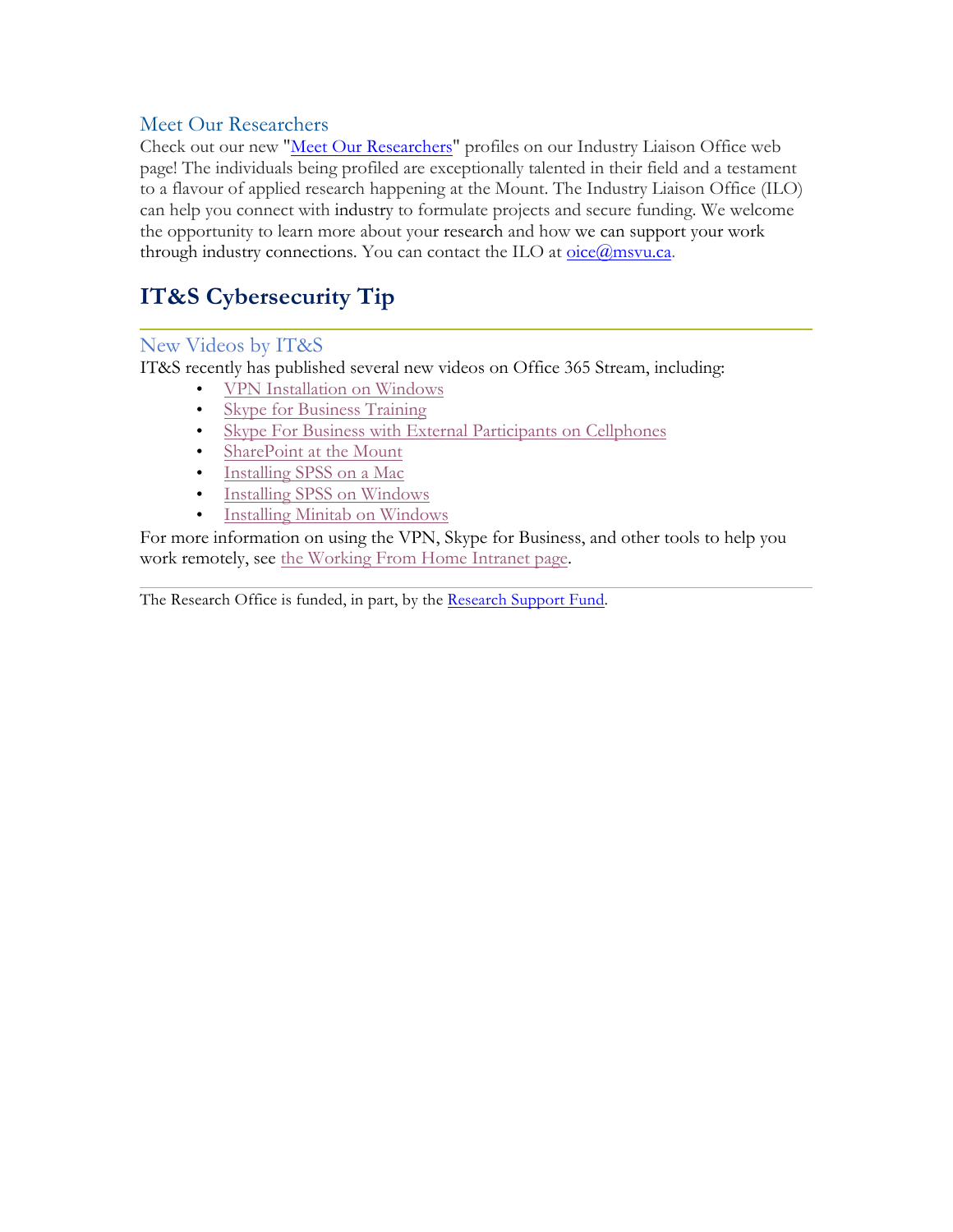### Meet Our Researchers

Check out our new "Meet Our Researchers" profiles on our Industry Liaison Office web page! The individuals being profiled are exceptionally talented in their field and a testament to a flavour of applied research happening at the Mount. The Industry Liaison Office (ILO) can help you connect with industry to formulate projects and secure funding. We welcome the opportunity to learn more about your research and how we can support your work through industry connections. You can contact the ILO at oice@msvu.ca.

## IT&S Cybersecurity Tip

### New Videos by IT&S

IT&S recently has published several new videos on Office 365 Stream, including:

- VPN Installation on Windows
- Skype for Business Training
- Skype For Business with External Participants on Cellphones
- SharePoint at the Mount
- Installing SPSS on a Mac
- Installing SPSS on Windows
- Installing Minitab on Windows

For more information on using the VPN, Skype for Business, and other tools to help you work remotely, see the Working From Home Intranet page.

---

The Research Office is funded, in part, by the Research Support Fund.